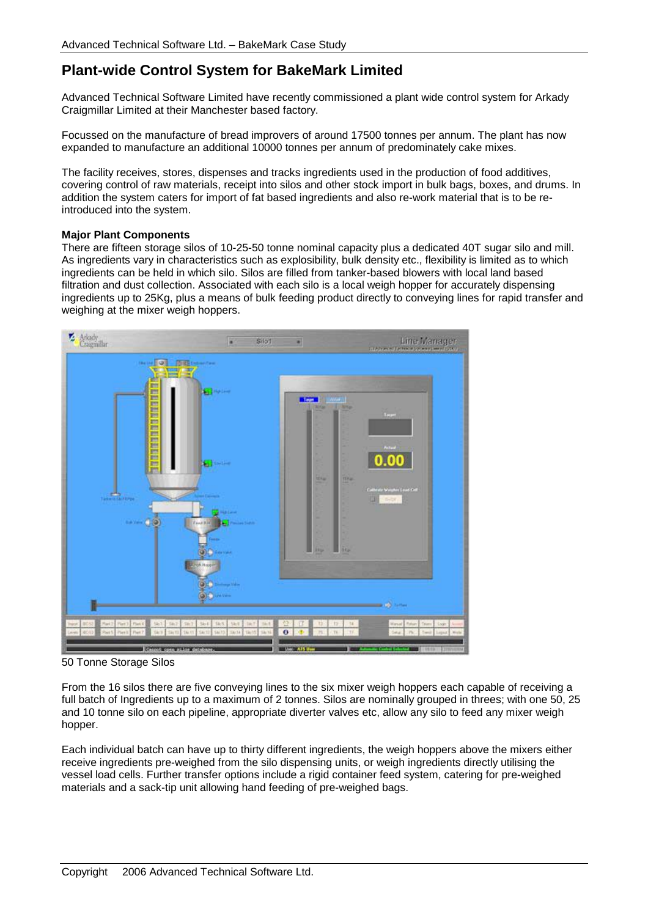# Plant-wide Control System for BakeMark Limited

Advanced Technical Software Limited have recently commissioned a plant wide control system for Arkady Craigmillar Limited at their Manchester based factory.

Focussed on the manufacture of bread improvers of around 17500 tonnes per annum. The plant has now expanded to manufacture an additional 10000 tonnes per annum of predominately cake mixes.

The facility receives, stores, dispenses and tracks ingredients used in the production of food additives, covering control of raw materials, receipt into silos and other stock import in bulk bags, boxes, and drums. In addition the system caters for import of fat based ingredients and also re-work material that is to be re-introduced into the system.

**Major Plant Components**

There are fifteen storage silos of 10-25-50 tonne nominal capacity plus a dedicated 40T sugar silo and mill. As ingredients vary in characteristics such as explosibility, bulk density etc., flexibility is limited as to which ingredients can be held in which silo. Silos are filled from tanker-based blowers with local land based filtration and dust collection. Associated with each silo is a local weigh hopper for accurately dispensing ingredients up to 25Kg, plus a means of bulk feeding product directly to conveying lines for rapid transfer and weighing at the mixer weigh hoppers.

50 Tonne Storage Silos

From the 16 silos there are five conveying lines to the six mixer weigh hoppers each capable of receiving a full batch of Ingredients up to a maximum of 2 tonnes. Silos are nominally grouped in threes; with one 50, 25 and 10 tonne silo on each pipeline, appropriate diverter valves etc, allow any silo to feed any mixer weigh hopper.

Each individual batch can have up to thirty different ingredients, the weigh hoppers above the mixers either receive ingredients pre-weighed from the silo dispensing units, or weigh ingredients directly utilising the vessel load cells. Further transfer options include a rigid container feed system, catering for pre-weighed materials and a sack-tip unit allowing hand feeding of pre-weighed bags.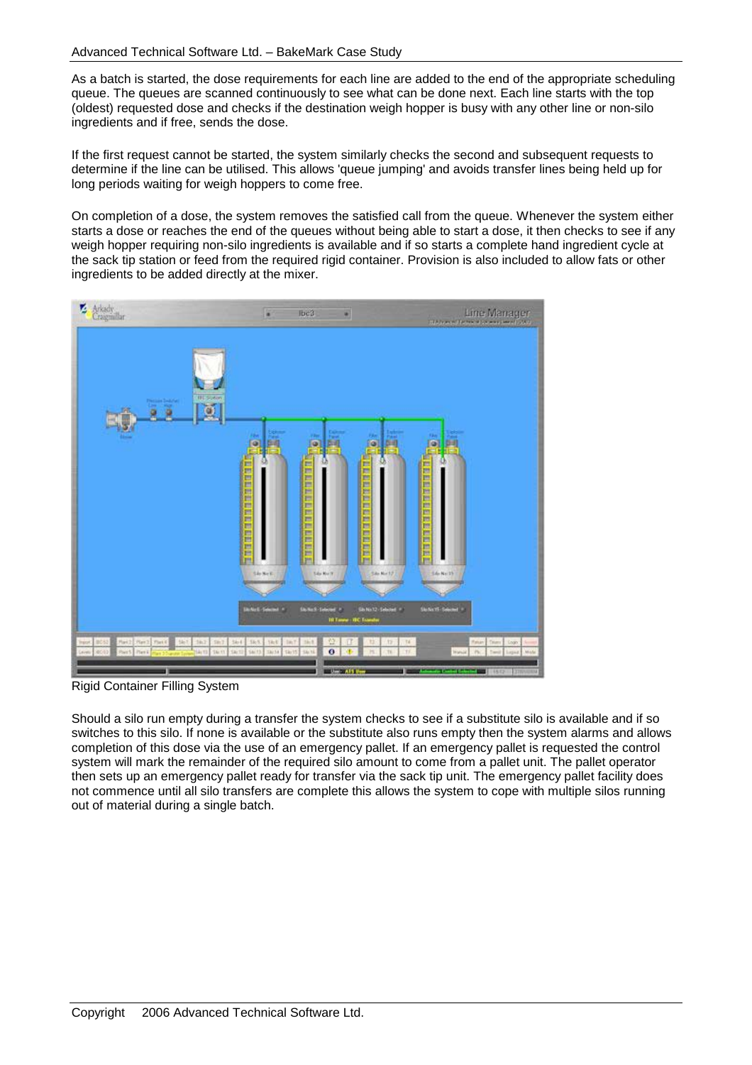As a batch is started, the dose requirements for each line are added to the end of the appropriate scheduling queue. The queues are scanned continuously to see what can be done next. Each line starts with the top (oldest) requested dose and checks if the destination weigh hopper is busy with any other line or non-silo ingredients and if free, sends the dose.

If the first request cannot be started, the system similarly checks the second and subsequent requests to determine if the line can be utilised. This allows 'queue jumping' and avoids transfer lines being held up for long periods waiting for weigh hoppers to come free.

On completion of a dose, the system removes the satisfied call from the queue. Whenever the system either starts a dose or reaches the end of the queues without being able to start a dose, it then checks to see if any weigh hopper requiring non-silo ingredients is available and if so starts a complete hand ingredient cycle at the sack tip station or feed from the required rigid container. Provision is also included to allow fats or other ingredients to be added directly at the mixer.

Rigid Container Filling System

Should a silo run empty during a transfer the system checks to see if a substitute silo is available and if so switches to this silo. If none is available or the substitute also runs empty then the system alarms and allows completion of this dose via the use of an emergency pallet. If an emergency pallet is requested the control system will mark the remainder of the required silo amount to come from a pallet unit. The pallet operator then sets up an emergency pallet ready for transfer via the sack tip unit. The emergency pallet facility does not commence until all silo transfers are complete this allows the system to cope with multiple silos running out of material during a single batch.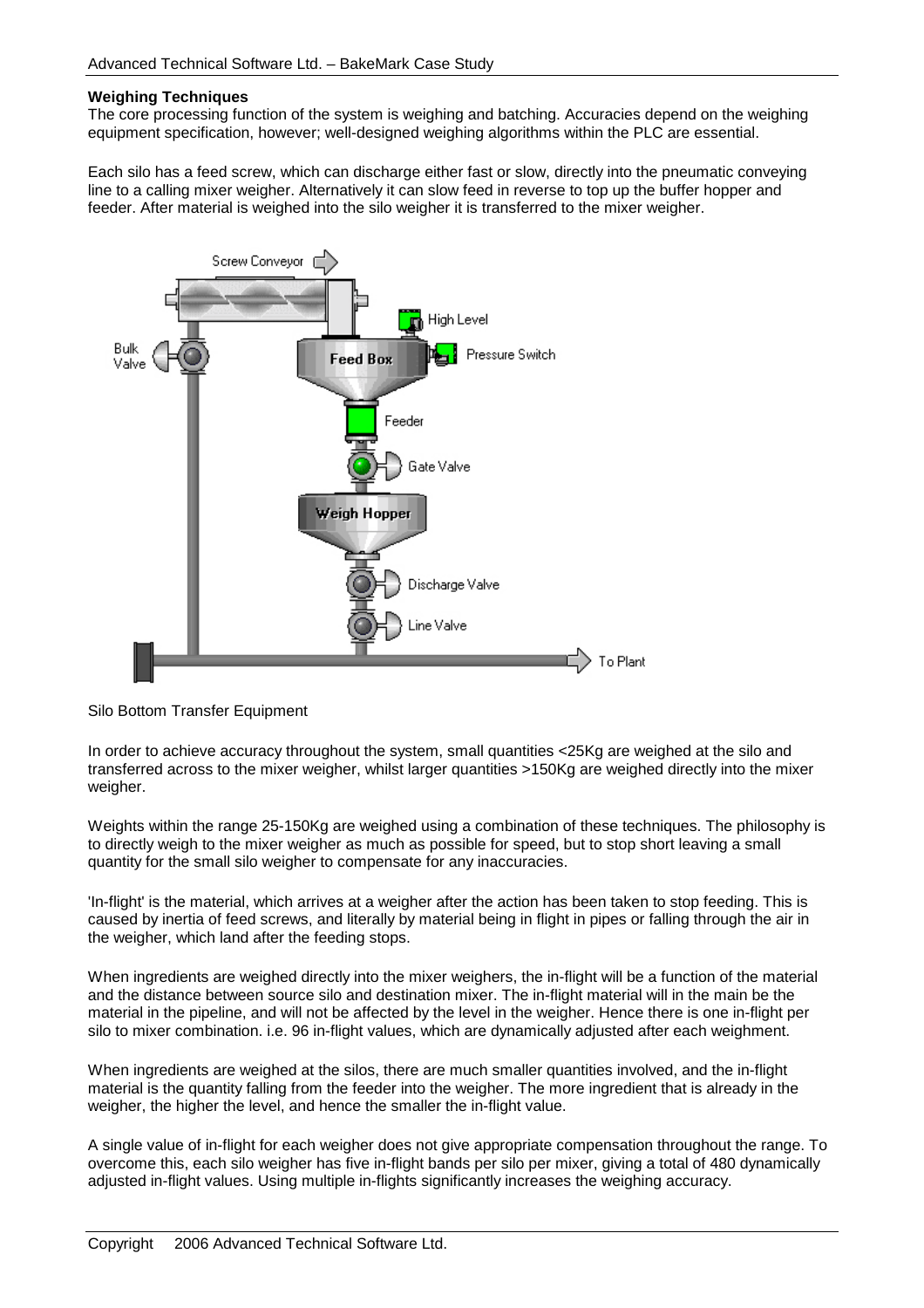**Weighing Techniques**

The core processing function of the system is weighing and batching. Accuracies depend on the weighing equipment specification, however; well-designed weighing algorithms within the PLC are essential.

Each silo has a feed screw, which can discharge either fast or slow, directly into the pneumatic conveying line to a calling mixer weigher. Alternatively it can slow feed in reverse to top up the buffer hopper and feeder. After material is weighed into the silo weigher it is transferred to the mixer weigher.

Silo Bottom Transfer Equipment

In order to achieve accuracy throughout the system, small quantities <25Kg are weighed at the silo and transferred across to the mixer weigher, whilst larger quantities >150Kg are weighed directly into the mixer weigher.

Weights within the range 25-150Kg are weighed using a combination of these techniques. The philosophy is to directly weigh to the mixer weigher as much as possible for speed, but to stop short leaving a small quantity for the small silo weigher to compensate for any inaccuracies.

'In-flight' is the material, which arrives at a weigher after the action has been taken to stop feeding. This is caused by inertia of feed screws, and literally by material being in flight in pipes or falling through the air in the weigher, which land after the feeding stops.

When ingredients are weighed directly into the mixer weighers, the in-flight will be a function of the material and the distance between source silo and destination mixer. The in-flight material will in the main be the material in the pipeline, and will not be affected by the level in the weigher. Hence there is one in-flight per silo to mixer combination. i.e. 96 in-flight values, which are dynamically adjusted after each weighment.

When ingredients are weighed at the silos, there are much smaller quantities involved, and the in-flight material is the quantity falling from the feeder into the weigher. The more ingredient that is already in the weigher, the higher the level, and hence the smaller the in-flight value.

A single value of in-flight for each weigher does not give appropriate compensation throughout the range. To overcome this, each silo weigher has five in-flight bands per silo per mixer, giving a total of 480 dynamically adjusted in-flight values. Using multiple in-flights significantly increases the weighing accuracy.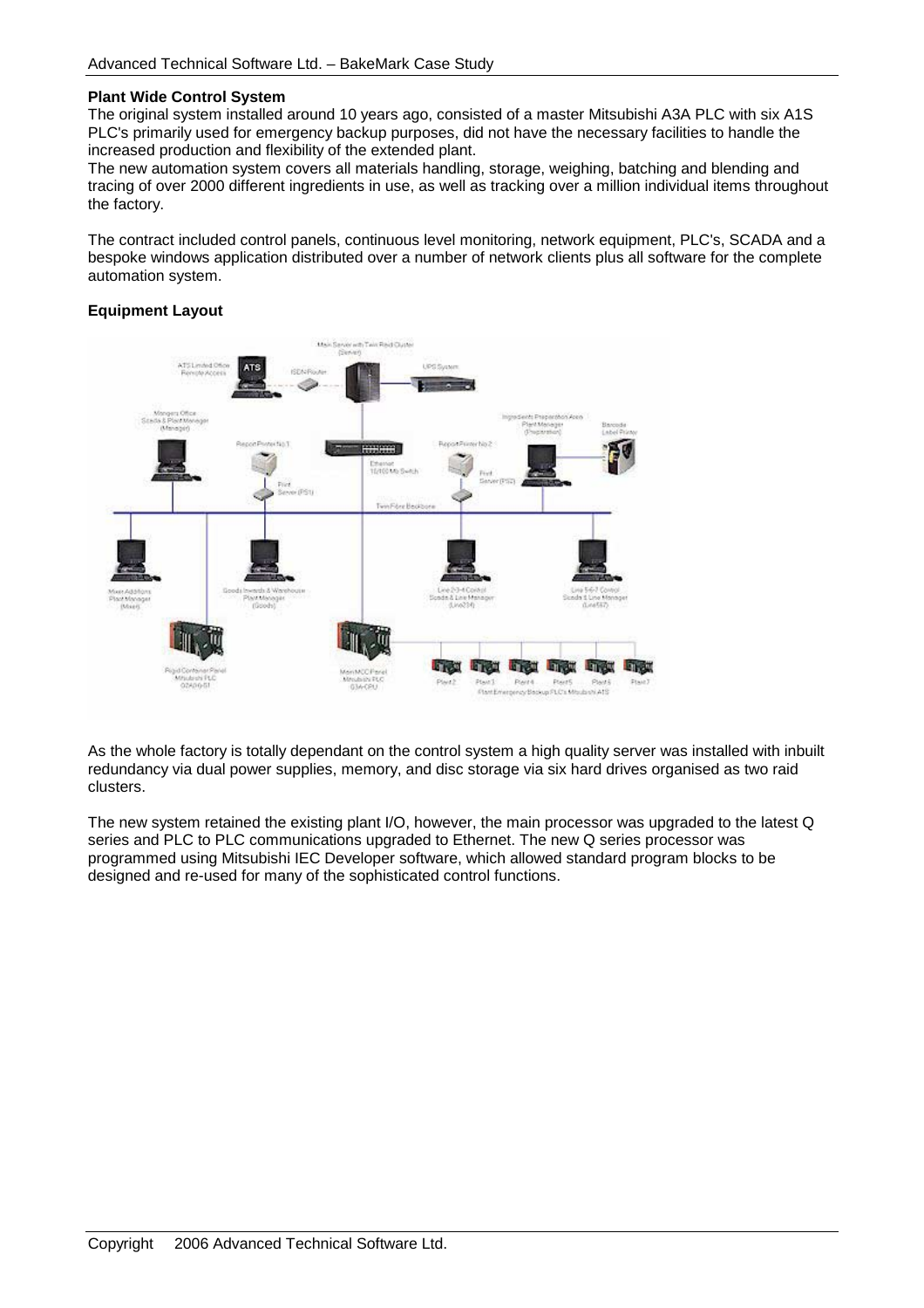**Plant Wide Control System**

The original system installed around 10 years ago, consisted of a master Mitsubishi A3A PLC with six A1S PLC's primarily used for emergency backup purposes, did not have the necessary facilities to handle the increased production and flexibility of the extended plant.

The new automation system covers all materials handling, storage, weighing, batching and blending and tracing of over 2000 different ingredients in use, as well as tracking over a million individual items throughout the factory.

The contract included control panels, continuous level monitoring, network equipment, PLC's, SCADA and a bespoke windows application distributed over a number of network clients plus all software for the complete automation system.

**Equipment Layout**

As the whole factory is totally dependant on the control system a high quality server was installed with inbuilt redundancy via dual power supplies, memory, and disc storage via six hard drives organised as two raid clusters.

The new system retained the existing plant I/O, however, the main processor was upgraded to the latest Q series and PLC to PLC communications upgraded to Ethernet. The new Q series processor was programmed using Mitsubishi IEC Developer software, which allowed standard program blocks to be designed and re-used for many of the sophisticated control functions.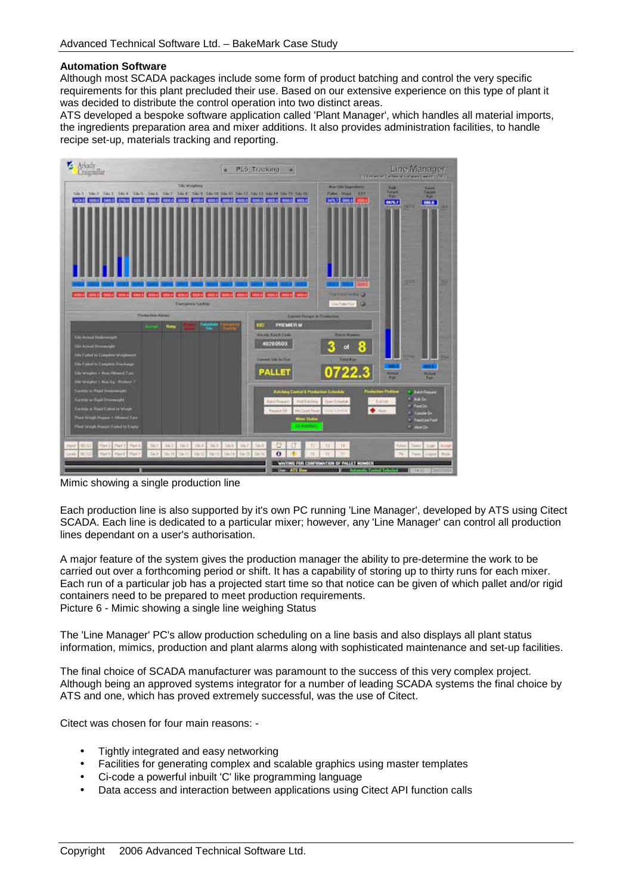**Automation Software**

Although most SCADA packages include some form of product batching and control the very specific requirements for this plant precluded their use. Based on our extensive experience on this type of plant it was decided to distribute the control operation into two distinct areas.

ATS developed a bespoke software application called 'Plant Manager', which handles all material imports, the ingredients preparation area and mixer additions. It also provides administration facilities, to handle recipe set-up, materials tracking and reporting.

Mimic showing a single production line

Each production line is also supported by it's own PC running 'Line Manager', developed by ATS using Citect SCADA. Each line is dedicated to a particular mixer; however, any 'Line Manager' can control all production lines dependant on a user's authorisation.

A major feature of the system gives the production manager the ability to pre-determine the work to be carried out over a forthcoming period or shift. It has a capability of storing up to thirty runs for each mixer. Each run of a particular job has a projected start time so that notice can be given of which pallet and/or rigid containers need to be prepared to meet production requirements.

Picture 6 - Mimic showing a single line weighing Status

The 'Line Manager' PC's allow production scheduling on a line basis and also displays all plant status information, mimics, production and plant alarms along with sophisticated maintenance and set-up facilities.

The final choice of SCADA manufacturer was paramount to the success of this very complex project. Although being an approved systems integrator for a number of leading SCADA systems the final choice by ATS and one, which has proved extremely successful, was the use of Citect.

Citect was chosen for four main reasons: -

- Tightly integrated and easy networking
- Facilities for generating complex and scalable graphics using master templates
- Ci-code a powerful inbuilt 'C' like programming language
- Data access and interaction between applications using Citect API function calls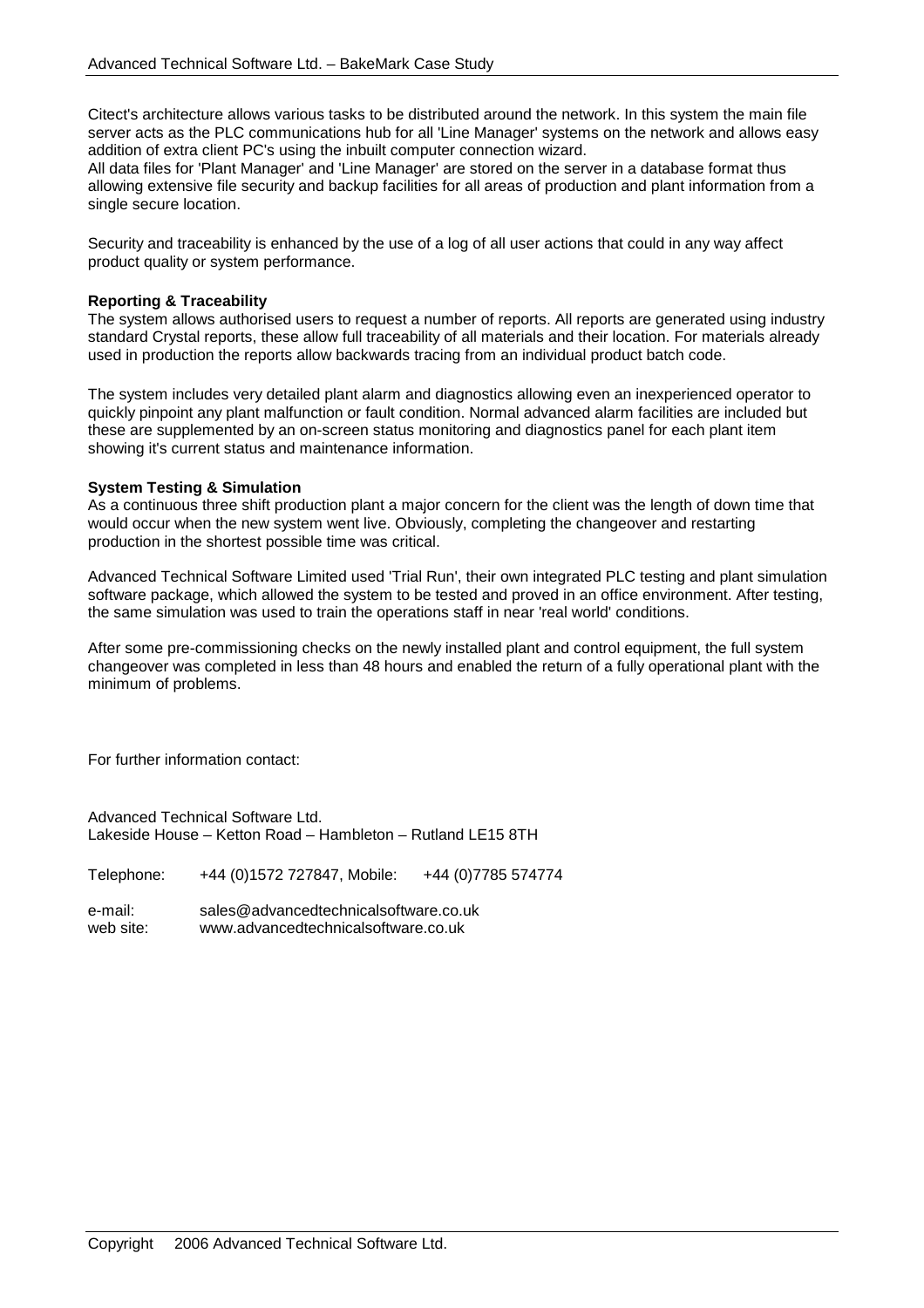Citect's architecture allows various tasks to be distributed around the network. In this system the main file server acts as the PLC communications hub for all 'Line Manager' systems on the network and allows easy addition of extra client PC's using the inbuilt computer connection wizard.
All data files for 'Plant Manager' and 'Line Manager' are stored on the server in a database format thus allowing extensive file security and backup facilities for all areas of production and plant information from a single secure location.

Security and traceability is enhanced by the use of a log of all user actions that could in any way affect product quality or system performance.

**Reporting & Traceability**
The system allows authorised users to request a number of reports. All reports are generated using industry standard Crystal reports, these allow full traceability of all materials and their location. For materials already used in production the reports allow backwards tracing from an individual product batch code.

The system includes very detailed plant alarm and diagnostics allowing even an inexperienced operator to quickly pinpoint any plant malfunction or fault condition. Normal advanced alarm facilities are included but these are supplemented by an on-screen status monitoring and diagnostics panel for each plant item showing it's current status and maintenance information.

**System Testing & Simulation**
As a continuous three shift production plant a major concern for the client was the length of down time that would occur when the new system went live. Obviously, completing the changeover and restarting production in the shortest possible time was critical.

Advanced Technical Software Limited used 'Trial Run', their own integrated PLC testing and plant simulation software package, which allowed the system to be tested and proved in an office environment. After testing, the same simulation was used to train the operations staff in near 'real world' conditions.

After some pre-commissioning checks on the newly installed plant and control equipment, the full system changeover was completed in less than 48 hours and enabled the return of a fully operational plant with the minimum of problems.

For further information contact:

Advanced Technical Software Ltd.
Lakeside House – Ketton Road – Hambleton – Rutland LE15 8TH

Telephone: +44 (0)1572 727847, Mobile: +44 (0)7785 574774

e-mail: sales@advancedtechnicalsoftware.co.uk
web site: www.advancedtechnicalsoftware.co.uk